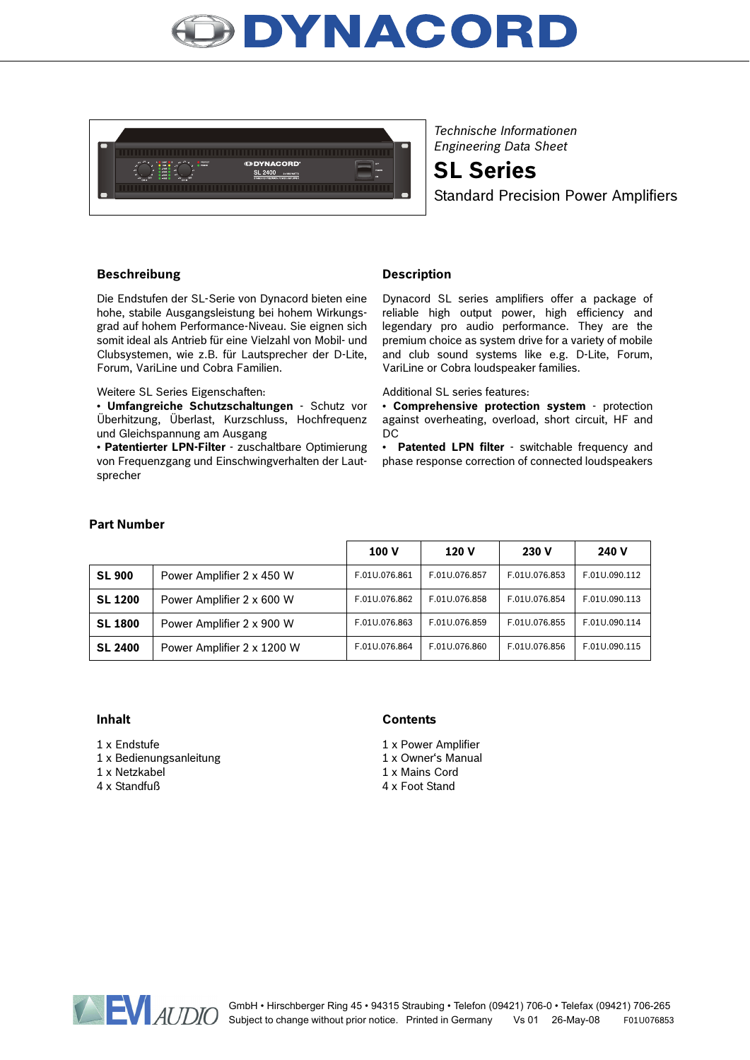# DYNACORD

*Technische Informationen*
*Engineering Data Sheet*

# SL Series

Standard Precision Power Amplifiers

## Beschreibung

Die Endstufen der SL-Serie von Dynacord bieten eine hohe, stabile Ausgangsleistung bei hohem Wirkungsgrad auf hohem Performance-Niveau. Sie eignen sich somit ideal als Antrieb für eine Vielzahl von Mobil- und Clubsystemen, wie z.B. für Lautsprecher der D-Lite, Forum, VariLine und Cobra Familien.

Weitere SL Series Eigenschaften:

- **Umfangreiche Schutzschaltungen** - Schutz vor Überhitzung, Überlast, Kurzschluss, Hochfrequenz und Gleichspannung am Ausgang
- **Patentierter LPN-Filter** - zuschaltbare Optimierung von Frequenzgang und Einschwingverhalten der Lautsprecher

## Description

Dynacord SL series amplifiers offer a package of reliable high output power, high efficiency and legendary pro audio performance. They are the premium choice as system drive for a variety of mobile and club sound systems like e.g. D-Lite, Forum, VariLine or Cobra loudspeaker families.

Additional SL series features:

- **Comprehensive protection system** - protection against overheating, overload, short circuit, HF and DC
- **Patented LPN filter** - switchable frequency and phase response correction of connected loudspeakers

## Part Number

| | | 100 V | 120 V | 230 V | 240 V |
|---|---|---|---|---|---|
| **SL 900** | Power Amplifier 2 x 450 W | F.01U.076.861 | F.01U.076.857 | F.01U.076.853 | F.01U.090.112 |
| **SL 1200** | Power Amplifier 2 x 600 W | F.01U.076.862 | F.01U.076.858 | F.01U.076.854 | F.01U.090.113 |
| **SL 1800** | Power Amplifier 2 x 900 W | F.01U.076.863 | F.01U.076.859 | F.01U.076.855 | F.01U.090.114 |
| **SL 2400** | Power Amplifier 2 x 1200 W | F.01U.076.864 | F.01U.076.860 | F.01U.076.856 | F.01U.090.115 |

## Inhalt

1 x Endstufe
1 x Bedienungsanleitung
1 x Netzkabel
4 x Standfuß

## Contents

1 x Power Amplifier
1 x Owner's Manual
1 x Mains Cord
4 x Foot Stand

EVI AUDIO GmbH • Hirschberger Ring 45 • 94315 Straubing • Telefon (09421) 706-0 • Telefax (09421) 706-265
Subject to change without prior notice. Printed in Germany Vs 01 26-May-08 F01U076853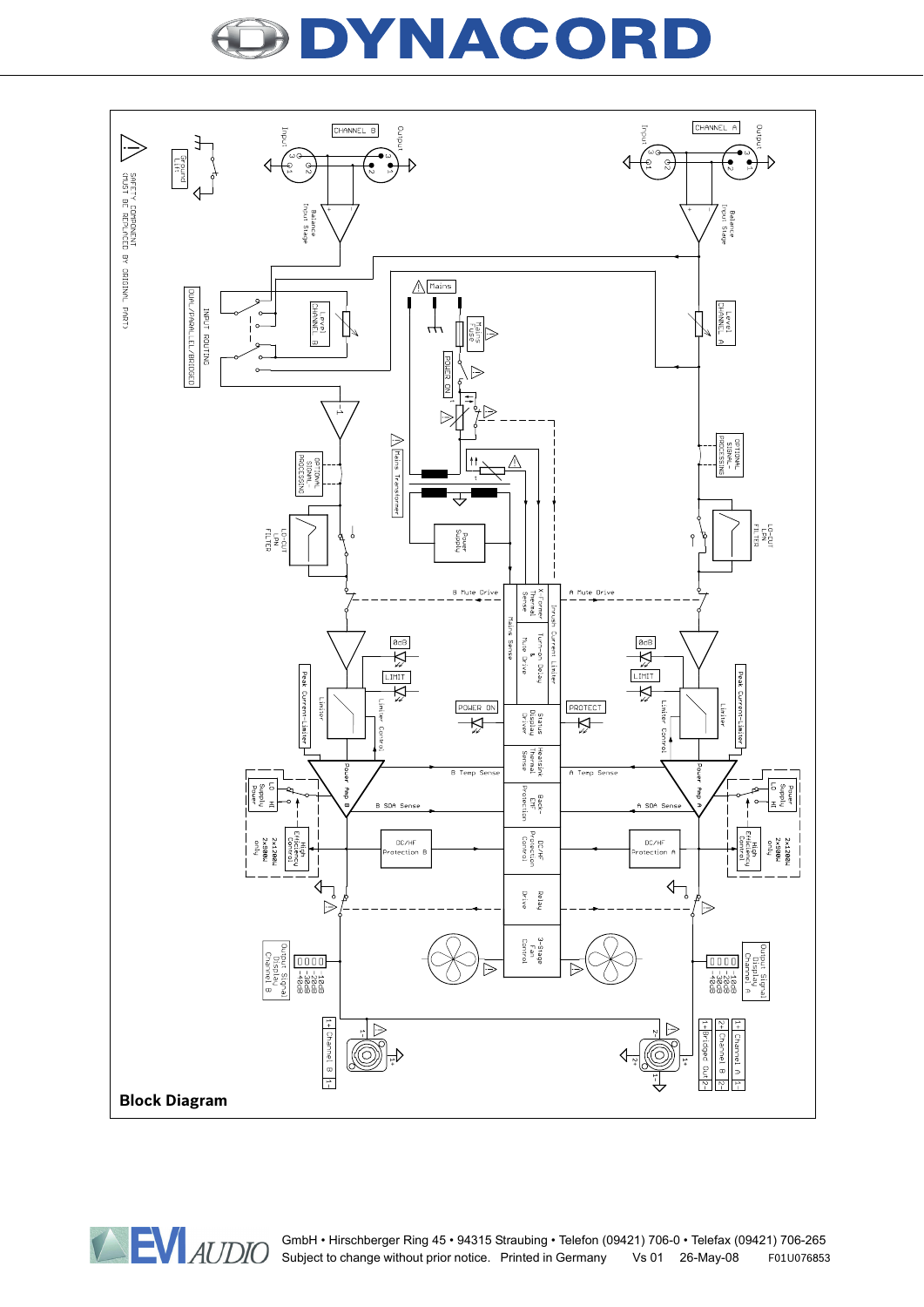**Block Diagram**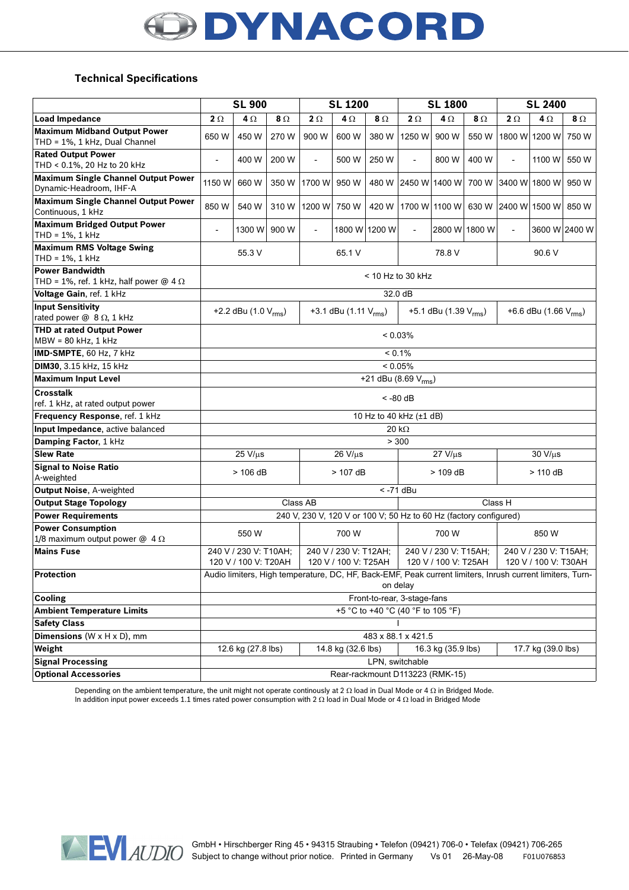## Technical Specifications

| | SL 900 | | | SL 1200 | | | SL 1800 | | | SL 2400 | | |
|---|---|---|---|---|---|---|---|---|---|---|---|---|
| **Load Impedance** | **2 Ω** | **4 Ω** | **8 Ω** | **2 Ω** | **4 Ω** | **8 Ω** | **2 Ω** | **4 Ω** | **8 Ω** | **2 Ω** | **4 Ω** | **8 Ω** |
| **Maximum Midband Output Power** THD = 1%, 1 kHz, Dual Channel | 650 W | 450 W | 270 W | 900 W | 600 W | 380 W | 1250 W | 900 W | 550 W | 1800 W | 1200 W | 750 W |
| **Rated Output Power** THD < 0.1%, 20 Hz to 20 kHz | - | 400 W | 200 W | - | 500 W | 250 W | - | 800 W | 400 W | - | 1100 W | 550 W |
| **Maximum Single Channel Output Power** Dynamic-Headroom, IHF-A | 1150 W | 660 W | 350 W | 1700 W | 950 W | 480 W | 2450 W | 1400 W | 700 W | 3400 W | 1800 W | 950 W |
| **Maximum Single Channel Output Power** Continuous, 1 kHz | 850 W | 540 W | 310 W | 1200 W | 750 W | 420 W | 1700 W | 1100 W | 630 W | 2400 W | 1500 W | 850 W |
| **Maximum Bridged Output Power** THD = 1%, 1 kHz | - | 1300 W | 900 W | - | 1800 W | 1200 W | - | 2800 W | 1800 W | - | 3600 W | 2400 W |
| **Maximum RMS Voltage Swing** THD = 1%, 1 kHz | 55.3 V | | | 65.1 V | | | 78.8 V | | | 90.6 V | | |
| **Power Bandwidth** THD = 1%, ref. 1 kHz, half power @ 4 Ω | < 10 Hz to 30 kHz | | | | | | | | | | | |
| **Voltage Gain**, ref. 1 kHz | 32.0 dB | | | | | | | | | | | |
| **Input Sensitivity** rated power @ 8 Ω, 1 kHz | +2.2 dBu (1.0 $V_{rms}$) | | | +3.1 dBu (1.11 $V_{rms}$) | | | +5.1 dBu (1.39 $V_{rms}$) | | | +6.6 dBu (1.66 $V_{rms}$) | | |
| **THD at rated Output Power** MBW = 80 kHz, 1 kHz | < 0.03% | | | | | | | | | | | |
| **IMD-SMPTE**, 60 Hz, 7 kHz | < 0.1% | | | | | | | | | | | |
| **DIM30**, 3.15 kHz, 15 kHz | < 0.05% | | | | | | | | | | | |
| **Maximum Input Level** | +21 dBu (8.69 $V_{rms}$) | | | | | | | | | | | |
| **Crosstalk** ref. 1 kHz, at rated output power | < -80 dB | | | | | | | | | | | |
| **Frequency Response**, ref. 1 kHz | 10 Hz to 40 kHz (±1 dB) | | | | | | | | | | | |
| **Input Impedance**, active balanced | 20 kΩ | | | | | | | | | | | |
| **Damping Factor**, 1 kHz | > 300 | | | | | | | | | | | |
| **Slew Rate** | 25 V/µs | | | 26 V/µs | | | 27 V/µs | | | 30 V/µs | | |
| **Signal to Noise Ratio** A-weighted | > 106 dB | | | > 107 dB | | | > 109 dB | | | > 110 dB | | |
| **Output Noise**, A-weighted | < -71 dBu | | | | | | | | | | | |
| **Output Stage Topology** | Class AB | | | | | | Class H | | | | | |
| **Power Requirements** | 240 V, 230 V, 120 V or 100 V; 50 Hz to 60 Hz (factory configured) | | | | | | | | | | | |
| **Power Consumption** 1/8 maximum output power @ 4 Ω | 550 W | | | 700 W | | | 700 W | | | 850 W | | |
| **Mains Fuse** | 240 V / 230 V: T10AH; 120 V / 100 V: T20AH | | | 240 V / 230 V: T12AH; 120 V / 100 V: T25AH | | | 240 V / 230 V: T15AH; 120 V / 100 V: T25AH | | | 240 V / 230 V: T15AH; 120 V / 100 V: T30AH | | |
| **Protection** | Audio limiters, High temperature, DC, HF, Back-EMF, Peak current limiters, Inrush current limiters, Turn-on delay | | | | | | | | | | | |
| **Cooling** | Front-to-rear, 3-stage-fans | | | | | | | | | | | |
| **Ambient Temperature Limits** | +5 °C to +40 °C (40 °F to 105 °F) | | | | | | | | | | | |
| **Safety Class** | I | | | | | | | | | | | |
| **Dimensions** (W x H x D), mm | 483 x 88.1 x 421.5 | | | | | | | | | | | |
| **Weight** | 12.6 kg (27.8 lbs) | | | 14.8 kg (32.6 lbs) | | | 16.3 kg (35.9 lbs) | | | 17.7 kg (39.0 lbs) | | |
| **Signal Processing** | LPN, switchable | | | | | | | | | | | |
| **Optional Accessories** | Rear-rackmount D113223 (RMK-15) | | | | | | | | | | | |

Depending on the ambient temperature, the unit might not operate continously at 2 Ω load in Dual Mode or 4 Ω in Bridged Mode.
In addition input power exceeds 1.1 times rated power consumption with 2 Ω load in Dual Mode or 4 Ω load in Bridged Mode

EVI AUDIO GmbH • Hirschberger Ring 45 • 94315 Straubing • Telefon (09421) 706-0 • Telefax (09421) 706-265
Subject to change without prior notice. Printed in Germany Vs 01 26-May-08 F01U076853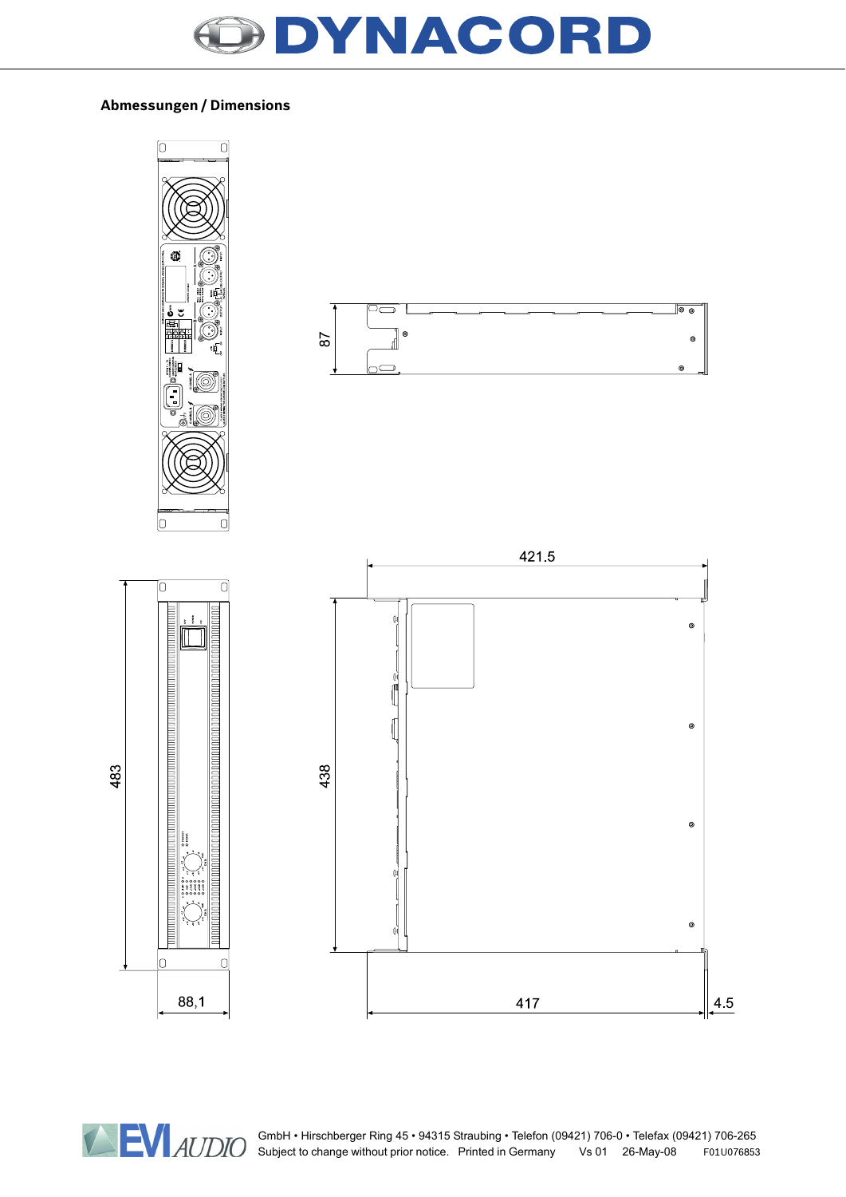## Abmessungen / Dimensions

87

421.5

483

438

88,1

417

4.5

GmbH • Hirschberger Ring 45 • 94315 Straubing • Telefon (09421) 706-0 • Telefax (09421) 706-265
Subject to change without prior notice. Printed in Germany Vs 01 26-May-08 F01U076853